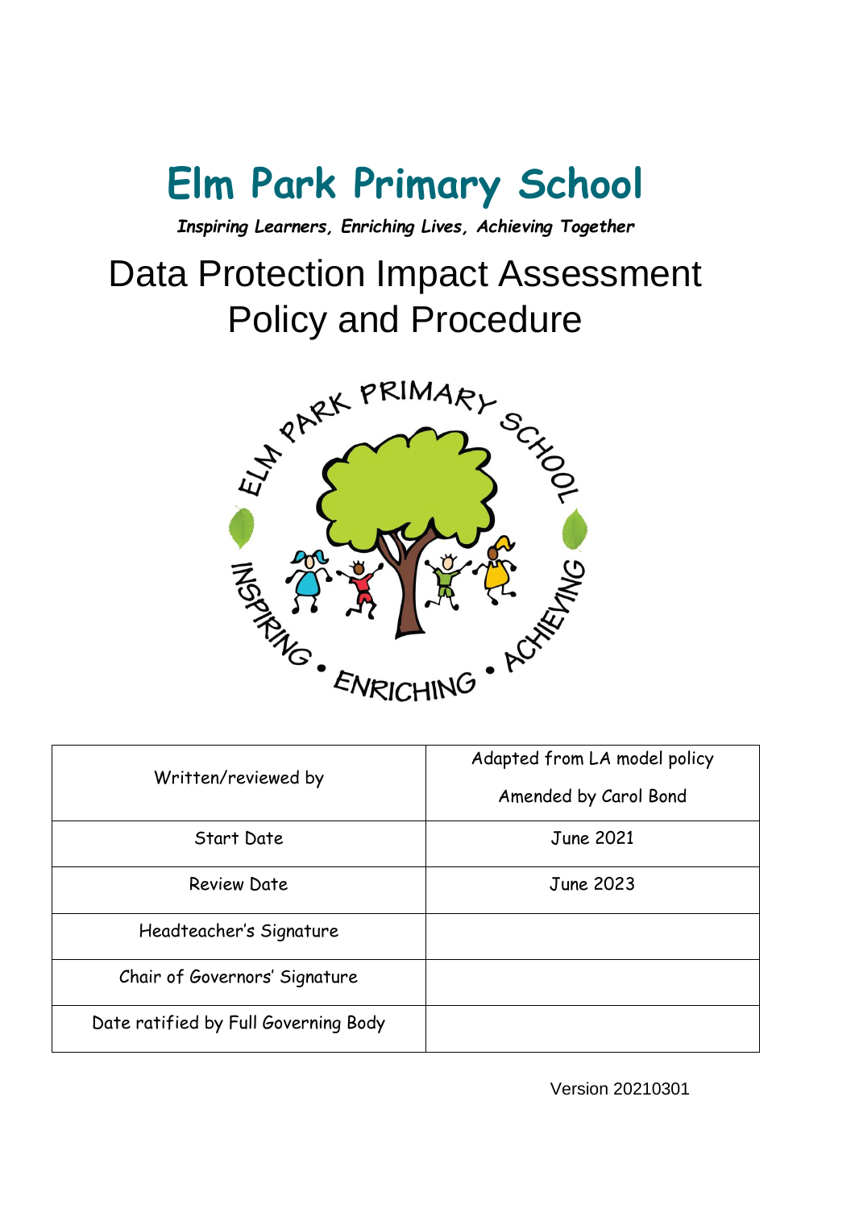# Elm Park Primary School

***Inspiring Learners, Enriching Lives, Achieving Together***

# Data Protection Impact Assessment Policy and Procedure

| Written/reviewed by | Adapted from LA model policy<br>Amended by Carol Bond |
|---|---|
| Start Date | June 2021 |
| Review Date | June 2023 |
| Headteacher's Signature | |
| Chair of Governors' Signature | |
| Date ratified by Full Governing Body | |

Version 20210301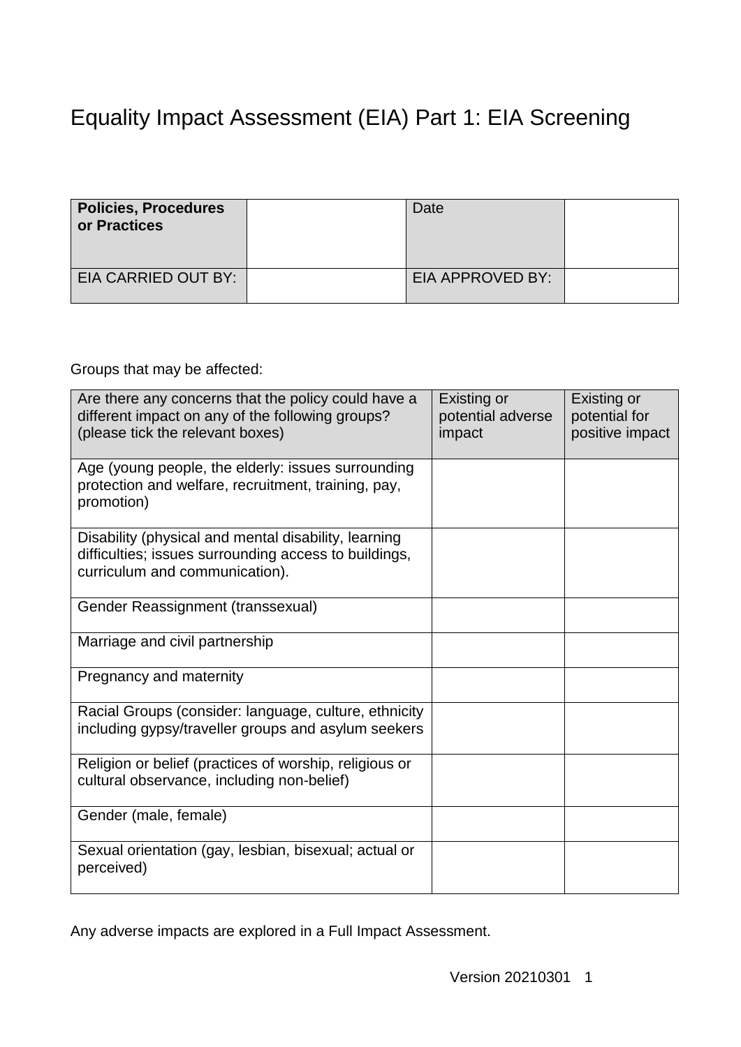# Equality Impact Assessment (EIA) Part 1: EIA Screening

| **Policies, Procedures or Practices** | | Date | |
|---|---|---|---|
| EIA CARRIED OUT BY: | | EIA APPROVED BY: | |

Groups that may be affected:

| Are there any concerns that the policy could have a different impact on any of the following groups? (please tick the relevant boxes) | Existing or potential adverse impact | Existing or potential for positive impact |
|---|---|---|
| Age (young people, the elderly: issues surrounding protection and welfare, recruitment, training, pay, promotion) | | |
| Disability (physical and mental disability, learning difficulties; issues surrounding access to buildings, curriculum and communication). | | |
| Gender Reassignment (transsexual) | | |
| Marriage and civil partnership | | |
| Pregnancy and maternity | | |
| Racial Groups (consider: language, culture, ethnicity including gypsy/traveller groups and asylum seekers | | |
| Religion or belief (practices of worship, religious or cultural observance, including non-belief) | | |
| Gender (male, female) | | |
| Sexual orientation (gay, lesbian, bisexual; actual or perceived) | | |

Any adverse impacts are explored in a Full Impact Assessment.

Version 20210301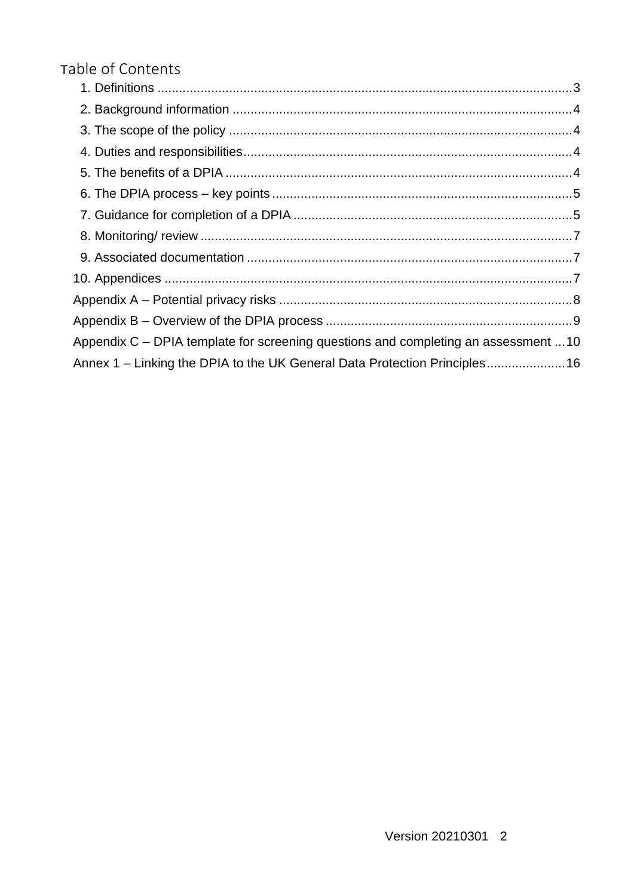# Table of Contents

- 1. Definitions ....................................................................................................3
- 2. Background information ..............................................................................4
- 3. The scope of the policy ...............................................................................4
- 4. Duties and responsibilities...........................................................................4
- 5. The benefits of a DPIA ................................................................................4
- 6. The DPIA process – key points ...................................................................5
- 7. Guidance for completion of a DPIA .............................................................5
- 8. Monitoring/ review .......................................................................................7
- 9. Associated documentation ..........................................................................7
- 10. Appendices ..................................................................................................7
- Appendix A – Potential privacy risks .................................................................8
- Appendix B – Overview of the DPIA process ....................................................9
- Appendix C – DPIA template for screening questions and completing an assessment ...10
- Annex 1 – Linking the DPIA to the UK General Data Protection Principles......................16

Version 20210301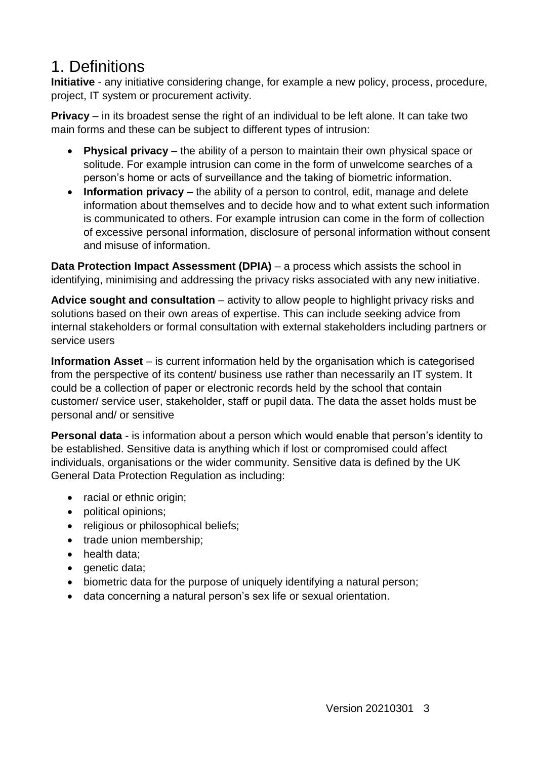# 1. Definitions

**Initiative** - any initiative considering change, for example a new policy, process, procedure, project, IT system or procurement activity.

**Privacy** – in its broadest sense the right of an individual to be left alone. It can take two main forms and these can be subject to different types of intrusion:

- **Physical privacy** – the ability of a person to maintain their own physical space or solitude. For example intrusion can come in the form of unwelcome searches of a person's home or acts of surveillance and the taking of biometric information.
- **Information privacy** – the ability of a person to control, edit, manage and delete information about themselves and to decide how and to what extent such information is communicated to others. For example intrusion can come in the form of collection of excessive personal information, disclosure of personal information without consent and misuse of information.

**Data Protection Impact Assessment (DPIA)** – a process which assists the school in identifying, minimising and addressing the privacy risks associated with any new initiative.

**Advice sought and consultation** – activity to allow people to highlight privacy risks and solutions based on their own areas of expertise. This can include seeking advice from internal stakeholders or formal consultation with external stakeholders including partners or service users

**Information Asset** – is current information held by the organisation which is categorised from the perspective of its content/ business use rather than necessarily an IT system. It could be a collection of paper or electronic records held by the school that contain customer/ service user, stakeholder, staff or pupil data. The data the asset holds must be personal and/ or sensitive

**Personal data** - is information about a person which would enable that person's identity to be established. Sensitive data is anything which if lost or compromised could affect individuals, organisations or the wider community. Sensitive data is defined by the UK General Data Protection Regulation as including:

- racial or ethnic origin;
- political opinions;
- religious or philosophical beliefs;
- trade union membership;
- health data;
- genetic data;
- biometric data for the purpose of uniquely identifying a natural person;
- data concerning a natural person's sex life or sexual orientation.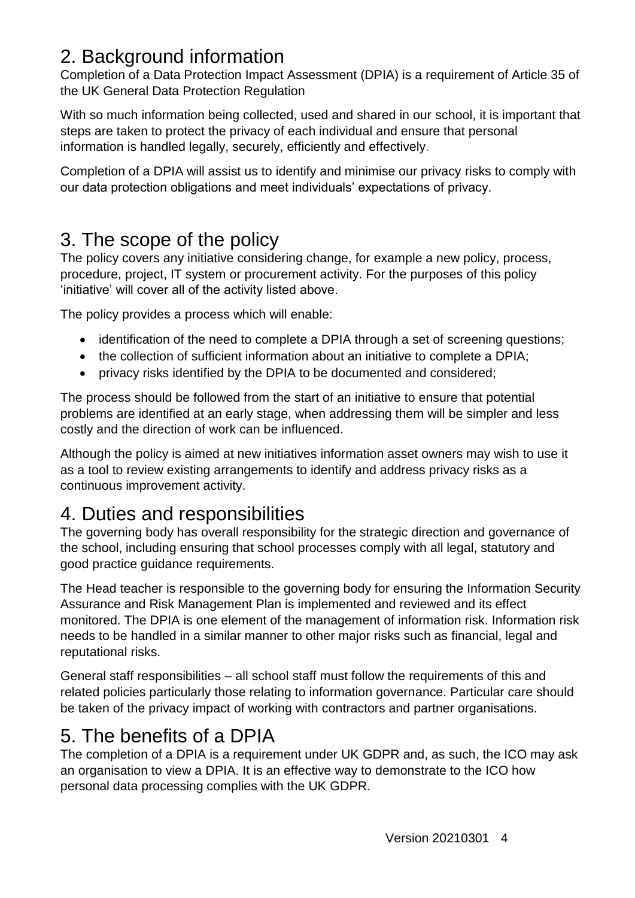## 2. Background information

Completion of a Data Protection Impact Assessment (DPIA) is a requirement of Article 35 of the UK General Data Protection Regulation

With so much information being collected, used and shared in our school, it is important that steps are taken to protect the privacy of each individual and ensure that personal information is handled legally, securely, efficiently and effectively.

Completion of a DPIA will assist us to identify and minimise our privacy risks to comply with our data protection obligations and meet individuals' expectations of privacy.

## 3. The scope of the policy

The policy covers any initiative considering change, for example a new policy, process, procedure, project, IT system or procurement activity. For the purposes of this policy 'initiative' will cover all of the activity listed above.

The policy provides a process which will enable:

- identification of the need to complete a DPIA through a set of screening questions;
- the collection of sufficient information about an initiative to complete a DPIA;
- privacy risks identified by the DPIA to be documented and considered;

The process should be followed from the start of an initiative to ensure that potential problems are identified at an early stage, when addressing them will be simpler and less costly and the direction of work can be influenced.

Although the policy is aimed at new initiatives information asset owners may wish to use it as a tool to review existing arrangements to identify and address privacy risks as a continuous improvement activity.

## 4. Duties and responsibilities

The governing body has overall responsibility for the strategic direction and governance of the school, including ensuring that school processes comply with all legal, statutory and good practice guidance requirements.

The Head teacher is responsible to the governing body for ensuring the Information Security Assurance and Risk Management Plan is implemented and reviewed and its effect monitored. The DPIA is one element of the management of information risk. Information risk needs to be handled in a similar manner to other major risks such as financial, legal and reputational risks.

General staff responsibilities – all school staff must follow the requirements of this and related policies particularly those relating to information governance. Particular care should be taken of the privacy impact of working with contractors and partner organisations.

## 5. The benefits of a DPIA

The completion of a DPIA is a requirement under UK GDPR and, as such, the ICO may ask an organisation to view a DPIA. It is an effective way to demonstrate to the ICO how personal data processing complies with the UK GDPR.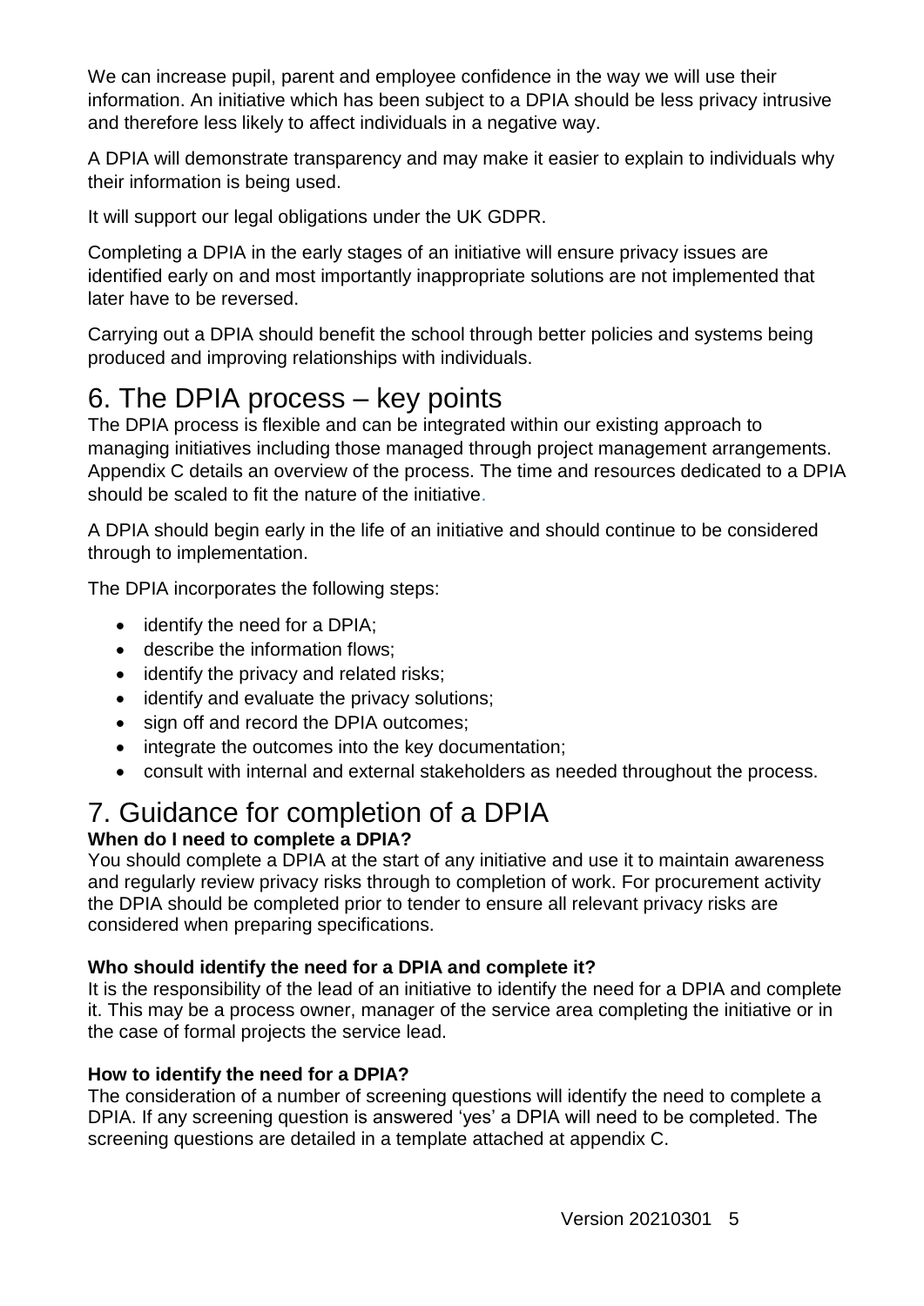We can increase pupil, parent and employee confidence in the way we will use their information. An initiative which has been subject to a DPIA should be less privacy intrusive and therefore less likely to affect individuals in a negative way.

A DPIA will demonstrate transparency and may make it easier to explain to individuals why their information is being used.

It will support our legal obligations under the UK GDPR.

Completing a DPIA in the early stages of an initiative will ensure privacy issues are identified early on and most importantly inappropriate solutions are not implemented that later have to be reversed.

Carrying out a DPIA should benefit the school through better policies and systems being produced and improving relationships with individuals.

# 6. The DPIA process – key points

The DPIA process is flexible and can be integrated within our existing approach to managing initiatives including those managed through project management arrangements. Appendix C details an overview of the process. The time and resources dedicated to a DPIA should be scaled to fit the nature of the initiative.

A DPIA should begin early in the life of an initiative and should continue to be considered through to implementation.

The DPIA incorporates the following steps:

- identify the need for a DPIA;
- describe the information flows;
- identify the privacy and related risks;
- identify and evaluate the privacy solutions;
- sign off and record the DPIA outcomes;
- integrate the outcomes into the key documentation;
- consult with internal and external stakeholders as needed throughout the process.

# 7. Guidance for completion of a DPIA

**When do I need to complete a DPIA?**

You should complete a DPIA at the start of any initiative and use it to maintain awareness and regularly review privacy risks through to completion of work. For procurement activity the DPIA should be completed prior to tender to ensure all relevant privacy risks are considered when preparing specifications.

**Who should identify the need for a DPIA and complete it?**

It is the responsibility of the lead of an initiative to identify the need for a DPIA and complete it. This may be a process owner, manager of the service area completing the initiative or in the case of formal projects the service lead.

**How to identify the need for a DPIA?**

The consideration of a number of screening questions will identify the need to complete a DPIA. If any screening question is answered 'yes' a DPIA will need to be completed. The screening questions are detailed in a template attached at appendix C.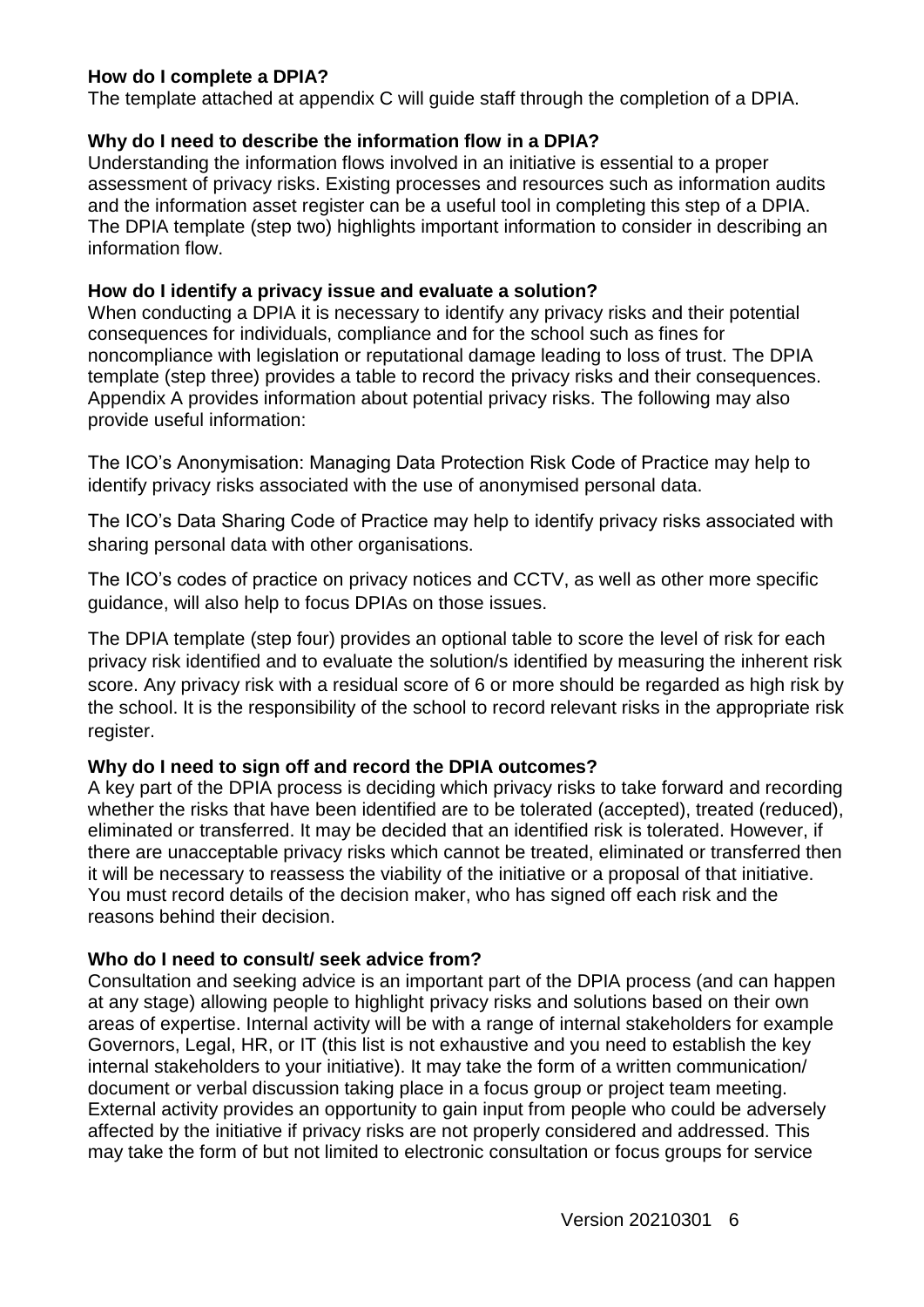**How do I complete a DPIA?**

The template attached at appendix C will guide staff through the completion of a DPIA.

**Why do I need to describe the information flow in a DPIA?**

Understanding the information flows involved in an initiative is essential to a proper assessment of privacy risks. Existing processes and resources such as information audits and the information asset register can be a useful tool in completing this step of a DPIA. The DPIA template (step two) highlights important information to consider in describing an information flow.

**How do I identify a privacy issue and evaluate a solution?**

When conducting a DPIA it is necessary to identify any privacy risks and their potential consequences for individuals, compliance and for the school such as fines for noncompliance with legislation or reputational damage leading to loss of trust. The DPIA template (step three) provides a table to record the privacy risks and their consequences. Appendix A provides information about potential privacy risks. The following may also provide useful information:

The ICO's Anonymisation: Managing Data Protection Risk Code of Practice may help to identify privacy risks associated with the use of anonymised personal data.

The ICO's Data Sharing Code of Practice may help to identify privacy risks associated with sharing personal data with other organisations.

The ICO's codes of practice on privacy notices and CCTV, as well as other more specific guidance, will also help to focus DPIAs on those issues.

The DPIA template (step four) provides an optional table to score the level of risk for each privacy risk identified and to evaluate the solution/s identified by measuring the inherent risk score. Any privacy risk with a residual score of 6 or more should be regarded as high risk by the school. It is the responsibility of the school to record relevant risks in the appropriate risk register.

**Why do I need to sign off and record the DPIA outcomes?**

A key part of the DPIA process is deciding which privacy risks to take forward and recording whether the risks that have been identified are to be tolerated (accepted), treated (reduced), eliminated or transferred. It may be decided that an identified risk is tolerated. However, if there are unacceptable privacy risks which cannot be treated, eliminated or transferred then it will be necessary to reassess the viability of the initiative or a proposal of that initiative. You must record details of the decision maker, who has signed off each risk and the reasons behind their decision.

**Who do I need to consult/ seek advice from?**

Consultation and seeking advice is an important part of the DPIA process (and can happen at any stage) allowing people to highlight privacy risks and solutions based on their own areas of expertise. Internal activity will be with a range of internal stakeholders for example Governors, Legal, HR, or IT (this list is not exhaustive and you need to establish the key internal stakeholders to your initiative). It may take the form of a written communication/ document or verbal discussion taking place in a focus group or project team meeting. External activity provides an opportunity to gain input from people who could be adversely affected by the initiative if privacy risks are not properly considered and addressed. This may take the form of but not limited to electronic consultation or focus groups for service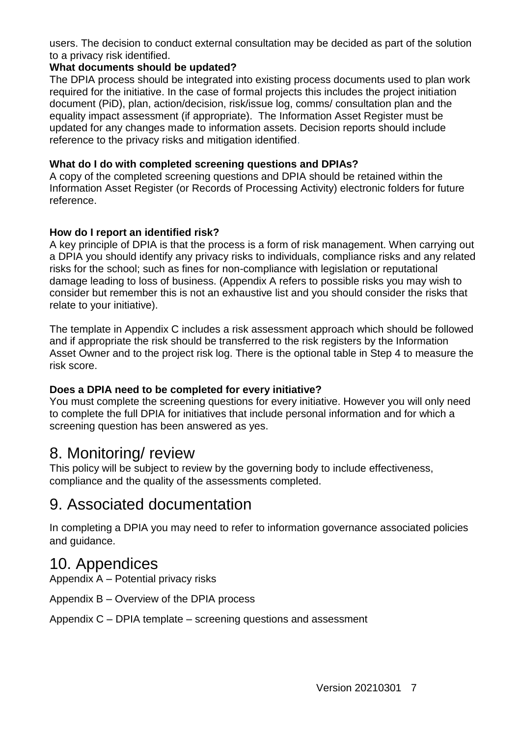users. The decision to conduct external consultation may be decided as part of the solution to a privacy risk identified.

**What documents should be updated?**

The DPIA process should be integrated into existing process documents used to plan work required for the initiative. In the case of formal projects this includes the project initiation document (PiD), plan, action/decision, risk/issue log, comms/ consultation plan and the equality impact assessment (if appropriate). The Information Asset Register must be updated for any changes made to information assets. Decision reports should include reference to the privacy risks and mitigation identified.

**What do I do with completed screening questions and DPIAs?**

A copy of the completed screening questions and DPIA should be retained within the Information Asset Register (or Records of Processing Activity) electronic folders for future reference.

**How do I report an identified risk?**

A key principle of DPIA is that the process is a form of risk management. When carrying out a DPIA you should identify any privacy risks to individuals, compliance risks and any related risks for the school; such as fines for non-compliance with legislation or reputational damage leading to loss of business. (Appendix A refers to possible risks you may wish to consider but remember this is not an exhaustive list and you should consider the risks that relate to your initiative).

The template in Appendix C includes a risk assessment approach which should be followed and if appropriate the risk should be transferred to the risk registers by the Information Asset Owner and to the project risk log. There is the optional table in Step 4 to measure the risk score.

**Does a DPIA need to be completed for every initiative?**

You must complete the screening questions for every initiative. However you will only need to complete the full DPIA for initiatives that include personal information and for which a screening question has been answered as yes.

# 8. Monitoring/ review

This policy will be subject to review by the governing body to include effectiveness, compliance and the quality of the assessments completed.

# 9. Associated documentation

In completing a DPIA you may need to refer to information governance associated policies and guidance.

# 10. Appendices

Appendix A – Potential privacy risks

Appendix B – Overview of the DPIA process

Appendix C – DPIA template – screening questions and assessment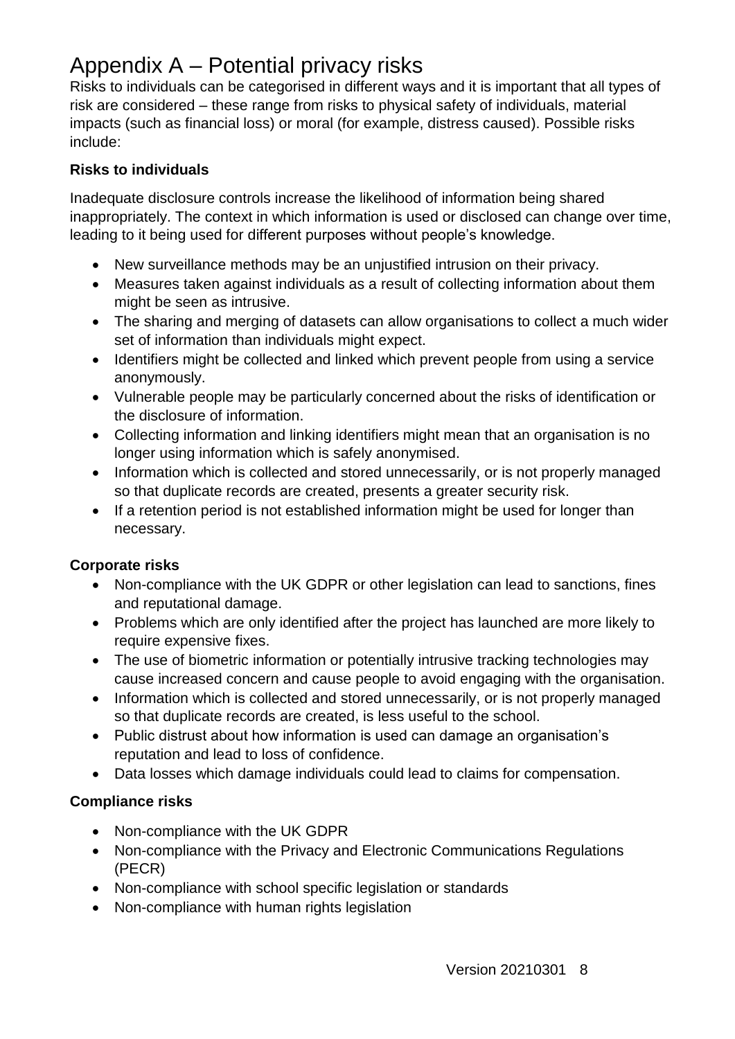# Appendix A – Potential privacy risks

Risks to individuals can be categorised in different ways and it is important that all types of risk are considered – these range from risks to physical safety of individuals, material impacts (such as financial loss) or moral (for example, distress caused). Possible risks include:

**Risks to individuals**

Inadequate disclosure controls increase the likelihood of information being shared inappropriately. The context in which information is used or disclosed can change over time, leading to it being used for different purposes without people's knowledge.

- New surveillance methods may be an unjustified intrusion on their privacy.
- Measures taken against individuals as a result of collecting information about them might be seen as intrusive.
- The sharing and merging of datasets can allow organisations to collect a much wider set of information than individuals might expect.
- Identifiers might be collected and linked which prevent people from using a service anonymously.
- Vulnerable people may be particularly concerned about the risks of identification or the disclosure of information.
- Collecting information and linking identifiers might mean that an organisation is no longer using information which is safely anonymised.
- Information which is collected and stored unnecessarily, or is not properly managed so that duplicate records are created, presents a greater security risk.
- If a retention period is not established information might be used for longer than necessary.

**Corporate risks**

- Non-compliance with the UK GDPR or other legislation can lead to sanctions, fines and reputational damage.
- Problems which are only identified after the project has launched are more likely to require expensive fixes.
- The use of biometric information or potentially intrusive tracking technologies may cause increased concern and cause people to avoid engaging with the organisation.
- Information which is collected and stored unnecessarily, or is not properly managed so that duplicate records are created, is less useful to the school.
- Public distrust about how information is used can damage an organisation's reputation and lead to loss of confidence.
- Data losses which damage individuals could lead to claims for compensation.

**Compliance risks**

- Non-compliance with the UK GDPR
- Non-compliance with the Privacy and Electronic Communications Regulations (PECR)
- Non-compliance with school specific legislation or standards
- Non-compliance with human rights legislation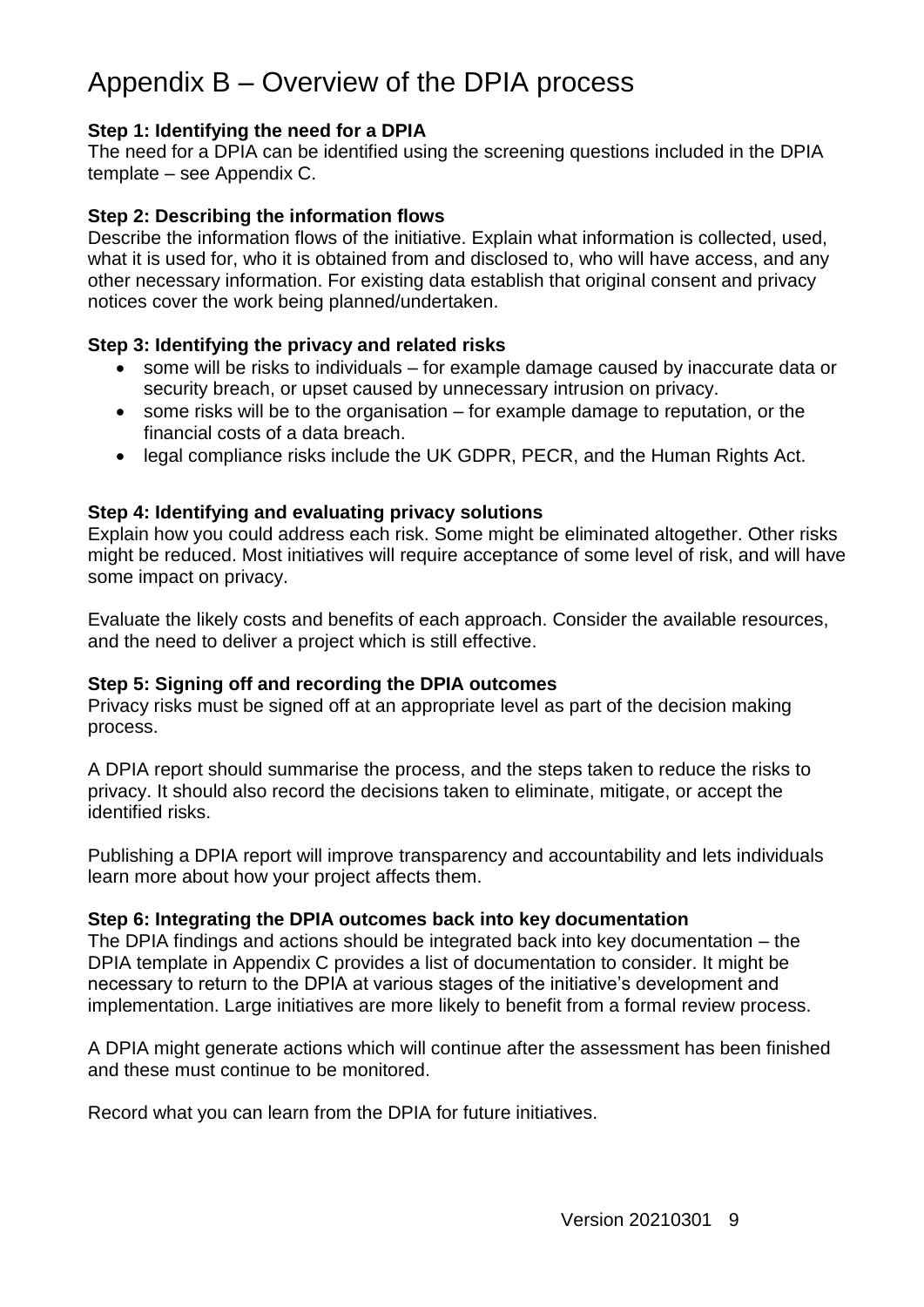# Appendix B – Overview of the DPIA process

**Step 1: Identifying the need for a DPIA**
The need for a DPIA can be identified using the screening questions included in the DPIA template – see Appendix C.

**Step 2: Describing the information flows**
Describe the information flows of the initiative. Explain what information is collected, used, what it is used for, who it is obtained from and disclosed to, who will have access, and any other necessary information. For existing data establish that original consent and privacy notices cover the work being planned/undertaken.

**Step 3: Identifying the privacy and related risks**

- some will be risks to individuals – for example damage caused by inaccurate data or security breach, or upset caused by unnecessary intrusion on privacy.
- some risks will be to the organisation – for example damage to reputation, or the financial costs of a data breach.
- legal compliance risks include the UK GDPR, PECR, and the Human Rights Act.

**Step 4: Identifying and evaluating privacy solutions**
Explain how you could address each risk. Some might be eliminated altogether. Other risks might be reduced. Most initiatives will require acceptance of some level of risk, and will have some impact on privacy.

Evaluate the likely costs and benefits of each approach. Consider the available resources, and the need to deliver a project which is still effective.

**Step 5: Signing off and recording the DPIA outcomes**
Privacy risks must be signed off at an appropriate level as part of the decision making process.

A DPIA report should summarise the process, and the steps taken to reduce the risks to privacy. It should also record the decisions taken to eliminate, mitigate, or accept the identified risks.

Publishing a DPIA report will improve transparency and accountability and lets individuals learn more about how your project affects them.

**Step 6: Integrating the DPIA outcomes back into key documentation**
The DPIA findings and actions should be integrated back into key documentation – the DPIA template in Appendix C provides a list of documentation to consider. It might be necessary to return to the DPIA at various stages of the initiative's development and implementation. Large initiatives are more likely to benefit from a formal review process.

A DPIA might generate actions which will continue after the assessment has been finished and these must continue to be monitored.

Record what you can learn from the DPIA for future initiatives.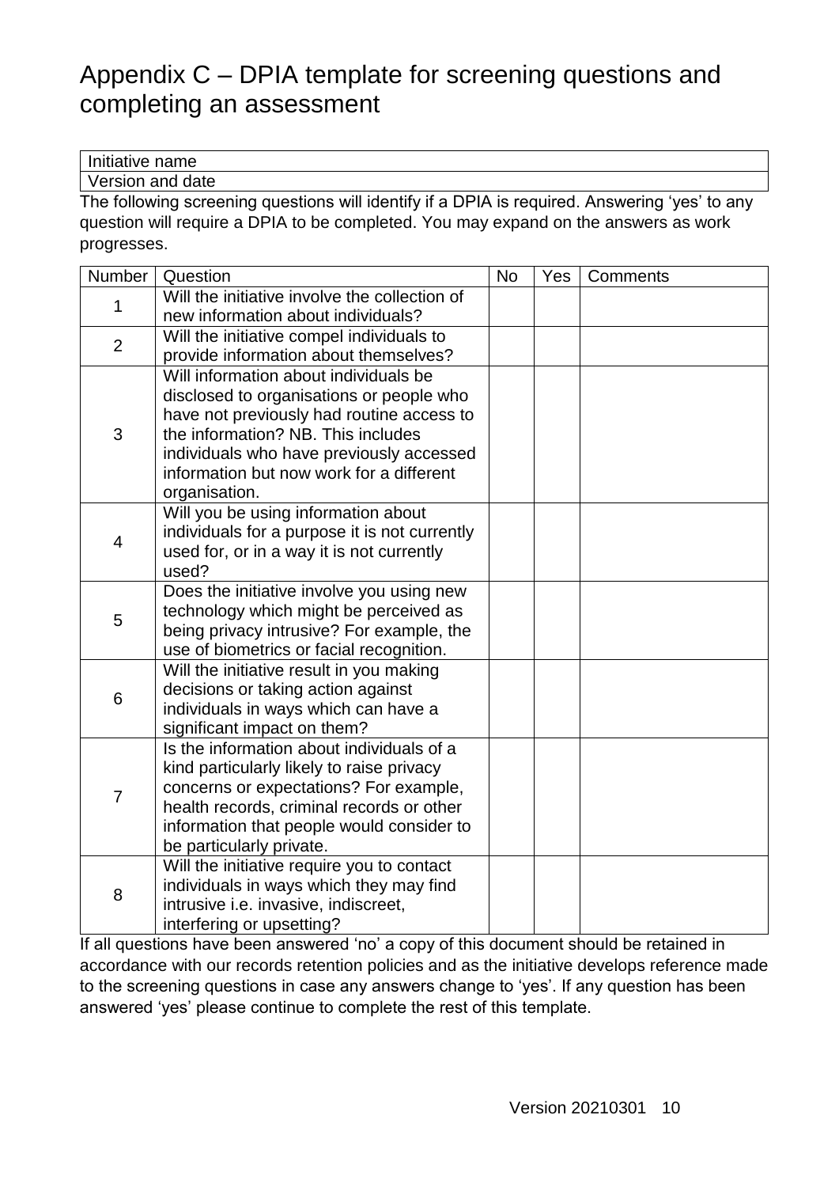# Appendix C – DPIA template for screening questions and completing an assessment

| Initiative name |
|---|
| Version and date |

The following screening questions will identify if a DPIA is required. Answering 'yes' to any question will require a DPIA to be completed. You may expand on the answers as work progresses.

| Number | Question | No | Yes | Comments |
|---|---|---|---|---|
| 1 | Will the initiative involve the collection of new information about individuals? | | | |
| 2 | Will the initiative compel individuals to provide information about themselves? | | | |
| 3 | Will information about individuals be disclosed to organisations or people who have not previously had routine access to the information? NB. This includes individuals who have previously accessed information but now work for a different organisation. | | | |
| 4 | Will you be using information about individuals for a purpose it is not currently used for, or in a way it is not currently used? | | | |
| 5 | Does the initiative involve you using new technology which might be perceived as being privacy intrusive? For example, the use of biometrics or facial recognition. | | | |
| 6 | Will the initiative result in you making decisions or taking action against individuals in ways which can have a significant impact on them? | | | |
| 7 | Is the information about individuals of a kind particularly likely to raise privacy concerns or expectations? For example, health records, criminal records or other information that people would consider to be particularly private. | | | |
| 8 | Will the initiative require you to contact individuals in ways which they may find intrusive i.e. invasive, indiscreet, interfering or upsetting? | | | |

If all questions have been answered 'no' a copy of this document should be retained in accordance with our records retention policies and as the initiative develops reference made to the screening questions in case any answers change to 'yes'. If any question has been answered 'yes' please continue to complete the rest of this template.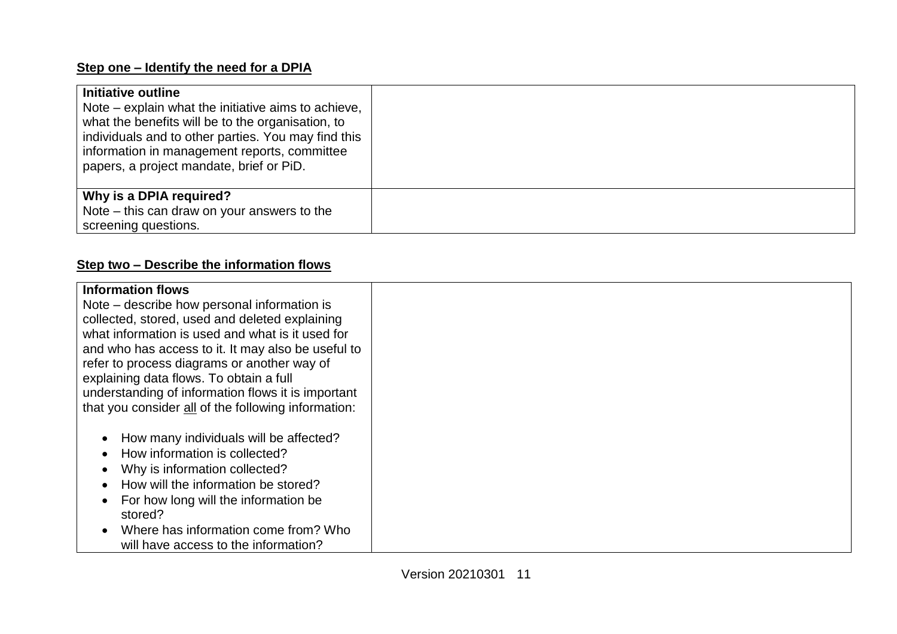## Step one – Identify the need for a DPIA

| | |
|---|---|
| **Initiative outline**<br>Note – explain what the initiative aims to achieve, what the benefits will be to the organisation, to individuals and to other parties. You may find this information in management reports, committee papers, a project mandate, brief or PiD. | |
| **Why is a DPIA required?**<br>Note – this can draw on your answers to the screening questions. | |

## Step two – Describe the information flows

| | |
|---|---|
| **Information flows**<br>Note – describe how personal information is collected, stored, used and deleted explaining what information is used and what is it used for and who has access to it. It may also be useful to refer to process diagrams or another way of explaining data flows. To obtain a full understanding of information flows it is important that you consider all of the following information:<br><br>• How many individuals will be affected?<br>• How information is collected?<br>• Why is information collected?<br>• How will the information be stored?<br>• For how long will the information be stored?<br>• Where has information come from? Who will have access to the information? | |

Version 20210301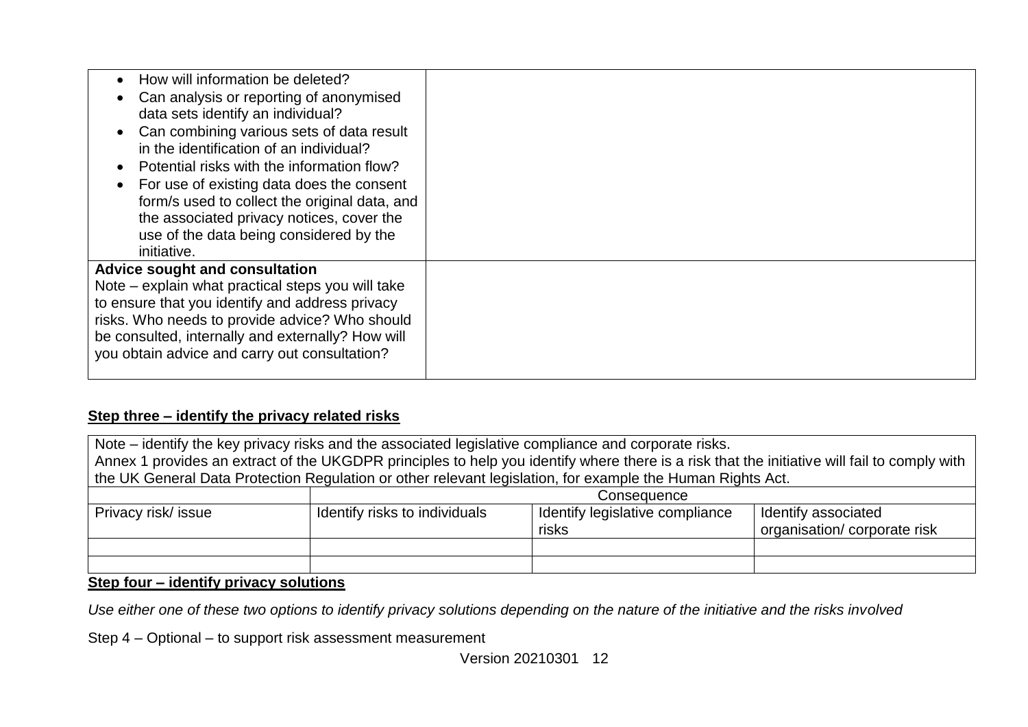| | |
|---|---|
| • How will information be deleted?<br>• Can analysis or reporting of anonymised data sets identify an individual?<br>• Can combining various sets of data result in the identification of an individual?<br>• Potential risks with the information flow?<br>• For use of existing data does the consent form/s used to collect the original data, and the associated privacy notices, cover the use of the data being considered by the initiative. | |
| **Advice sought and consultation**<br>Note – explain what practical steps you will take to ensure that you identify and address privacy risks. Who needs to provide advice? Who should be consulted, internally and externally? How will you obtain advice and carry out consultation? | |

**Step three – identify the privacy related risks**

Note – identify the key privacy risks and the associated legislative compliance and corporate risks.
Annex 1 provides an extract of the UKGDPR principles to help you identify where there is a risk that the initiative will fail to comply with the UK General Data Protection Regulation or other relevant legislation, for example the Human Rights Act.

| | Consequence | | |
|---|---|---|---|
| Privacy risk/ issue | Identify risks to individuals | Identify legislative compliance risks | Identify associated organisation/ corporate risk |
| | | | |
| | | | |

**Step four – identify privacy solutions**

*Use either one of these two options to identify privacy solutions depending on the nature of the initiative and the risks involved*

Step 4 – Optional – to support risk assessment measurement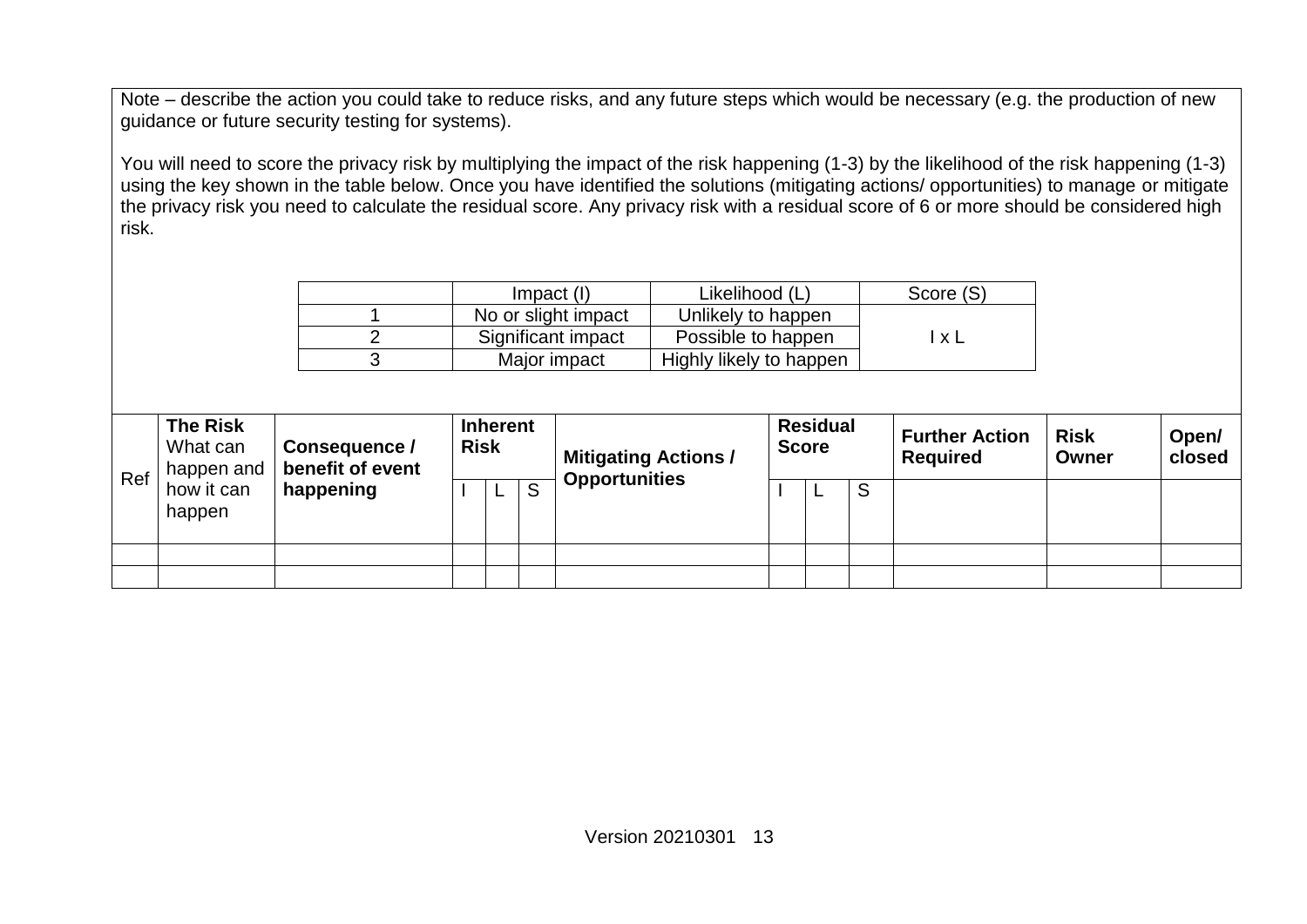Note – describe the action you could take to reduce risks, and any future steps which would be necessary (e.g. the production of new guidance or future security testing for systems).

You will need to score the privacy risk by multiplying the impact of the risk happening (1-3) by the likelihood of the risk happening (1-3) using the key shown in the table below. Once you have identified the solutions (mitigating actions/ opportunities) to manage or mitigate the privacy risk you need to calculate the residual score. Any privacy risk with a residual score of 6 or more should be considered high risk.

| | Impact (I) | Likelihood (L) | Score (S) |
|---|---|---|---|
| 1 | No or slight impact | Unlikely to happen | I x L |
| 2 | Significant impact | Possible to happen | |
| 3 | Major impact | Highly likely to happen | |

| Ref | **The Risk** What can happen and how it can happen | **Consequence / benefit of event happening** | **Inherent Risk** | | | **Mitigating Actions / Opportunities** | **Residual Score** | | | **Further Action Required** | **Risk Owner** | **Open/ closed** |
|---|---|---|---|---|---|---|---|---|---|---|---|---|
| | | | I | L | S | | I | L | S | | | |
| | | | | | | | | | | | | |
| | | | | | | | | | | | | |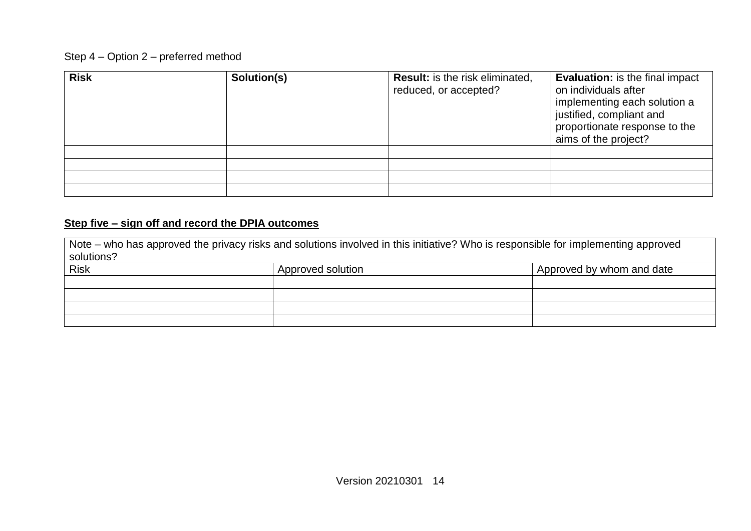Step 4 – Option 2 – preferred method

| **Risk** | **Solution(s)** | **Result:** is the risk eliminated, reduced, or accepted? | **Evaluation:** is the final impact on individuals after implementing each solution a justified, compliant and proportionate response to the aims of the project? |
|---|---|---|---|
| | | | |
| | | | |
| | | | |
| | | | |

## Step five – sign off and record the DPIA outcomes

| Note – who has approved the privacy risks and solutions involved in this initiative? Who is responsible for implementing approved solutions? | | |
|---|---|---|
| Risk | Approved solution | Approved by whom and date |
| | | |
| | | |
| | | |
| | | |

Version 20210301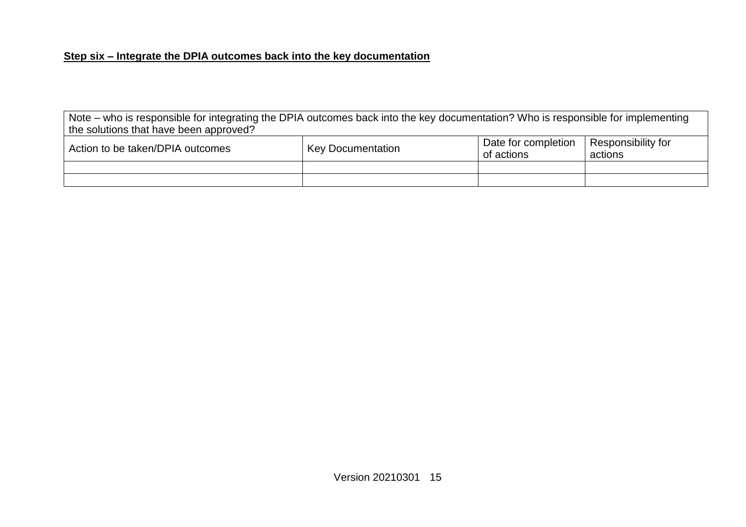**Step six – Integrate the DPIA outcomes back into the key documentation**

| Note – who is responsible for integrating the DPIA outcomes back into the key documentation? Who is responsible for implementing the solutions that have been approved? | | | |
|---|---|---|---|
| Action to be taken/DPIA outcomes | Key Documentation | Date for completion of actions | Responsibility for actions |
| | | | |
| | | | |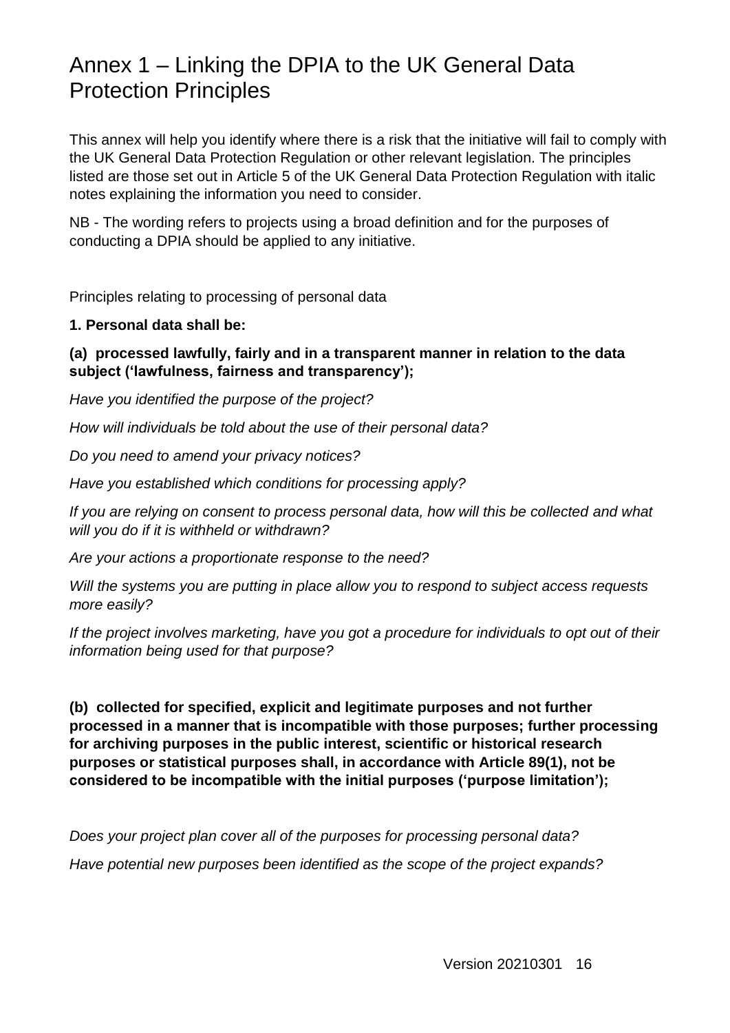# Annex 1 – Linking the DPIA to the UK General Data Protection Principles

This annex will help you identify where there is a risk that the initiative will fail to comply with the UK General Data Protection Regulation or other relevant legislation. The principles listed are those set out in Article 5 of the UK General Data Protection Regulation with italic notes explaining the information you need to consider.

NB - The wording refers to projects using a broad definition and for the purposes of conducting a DPIA should be applied to any initiative.

Principles relating to processing of personal data

**1. Personal data shall be:**

**(a) processed lawfully, fairly and in a transparent manner in relation to the data subject ('lawfulness, fairness and transparency');**

*Have you identified the purpose of the project?*

*How will individuals be told about the use of their personal data?*

*Do you need to amend your privacy notices?*

*Have you established which conditions for processing apply?*

*If you are relying on consent to process personal data, how will this be collected and what will you do if it is withheld or withdrawn?*

*Are your actions a proportionate response to the need?*

*Will the systems you are putting in place allow you to respond to subject access requests more easily?*

*If the project involves marketing, have you got a procedure for individuals to opt out of their information being used for that purpose?*

**(b) collected for specified, explicit and legitimate purposes and not further processed in a manner that is incompatible with those purposes; further processing for archiving purposes in the public interest, scientific or historical research purposes or statistical purposes shall, in accordance with Article 89(1), not be considered to be incompatible with the initial purposes ('purpose limitation');**

*Does your project plan cover all of the purposes for processing personal data?*

*Have potential new purposes been identified as the scope of the project expands?*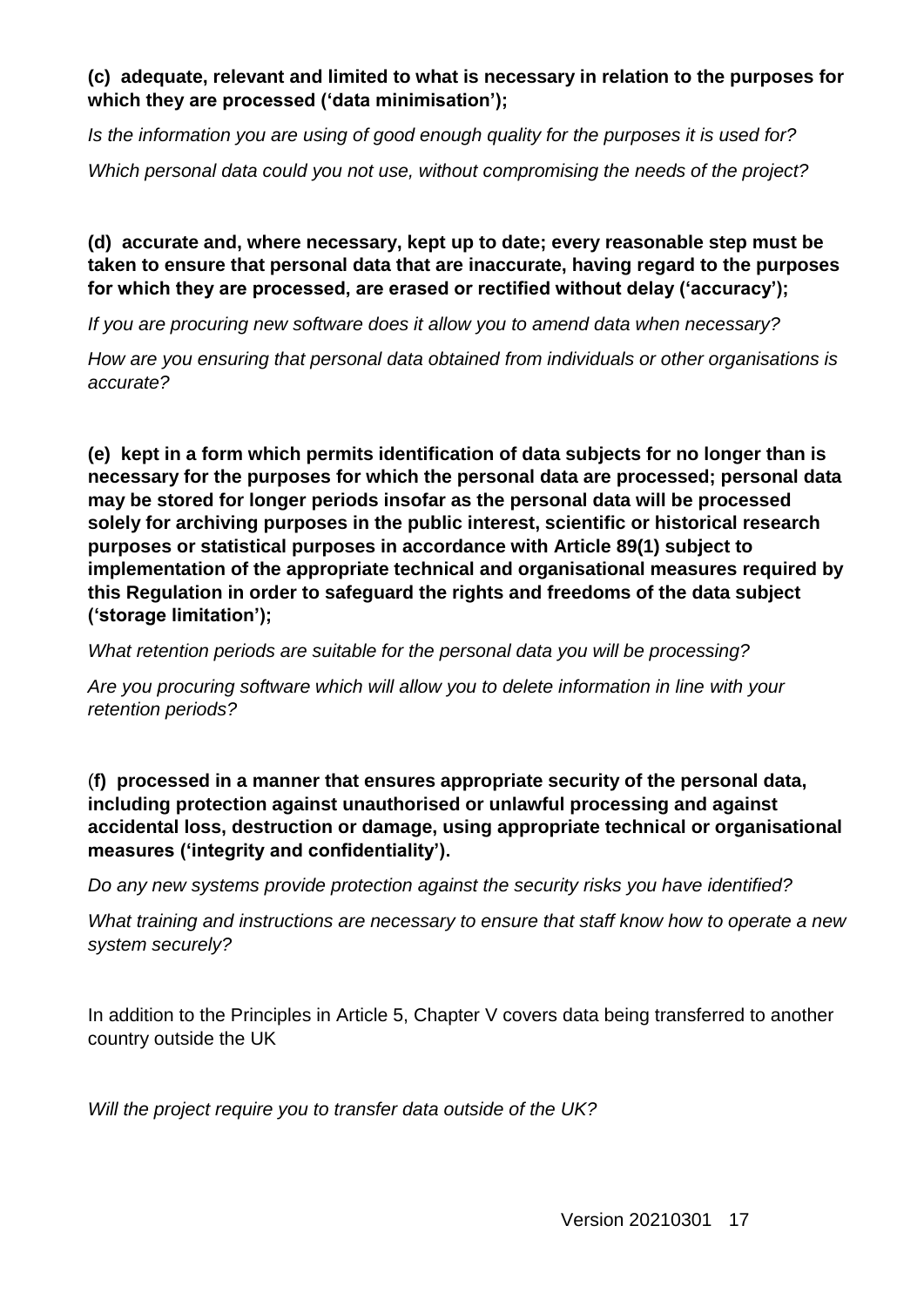**(c) adequate, relevant and limited to what is necessary in relation to the purposes for which they are processed ('data minimisation');**

*Is the information you are using of good enough quality for the purposes it is used for?*

*Which personal data could you not use, without compromising the needs of the project?*

**(d) accurate and, where necessary, kept up to date; every reasonable step must be taken to ensure that personal data that are inaccurate, having regard to the purposes for which they are processed, are erased or rectified without delay ('accuracy');**

*If you are procuring new software does it allow you to amend data when necessary?*

*How are you ensuring that personal data obtained from individuals or other organisations is accurate?*

**(e) kept in a form which permits identification of data subjects for no longer than is necessary for the purposes for which the personal data are processed; personal data may be stored for longer periods insofar as the personal data will be processed solely for archiving purposes in the public interest, scientific or historical research purposes or statistical purposes in accordance with Article 89(1) subject to implementation of the appropriate technical and organisational measures required by this Regulation in order to safeguard the rights and freedoms of the data subject ('storage limitation');**

*What retention periods are suitable for the personal data you will be processing?*

*Are you procuring software which will allow you to delete information in line with your retention periods?*

(**f) processed in a manner that ensures appropriate security of the personal data, including protection against unauthorised or unlawful processing and against accidental loss, destruction or damage, using appropriate technical or organisational measures ('integrity and confidentiality').**

*Do any new systems provide protection against the security risks you have identified?*

*What training and instructions are necessary to ensure that staff know how to operate a new system securely?*

In addition to the Principles in Article 5, Chapter V covers data being transferred to another country outside the UK

*Will the project require you to transfer data outside of the UK?*